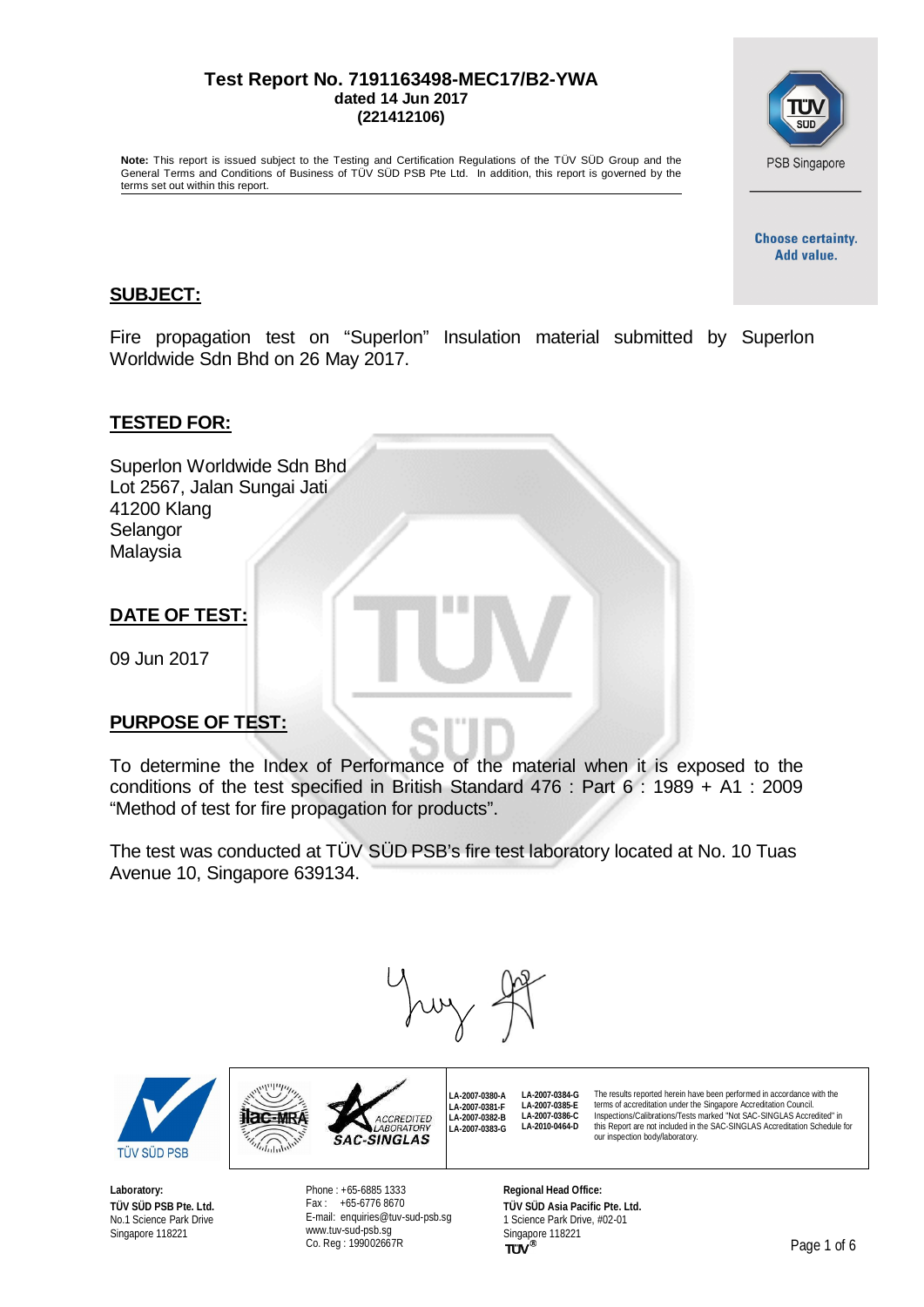**Test Report No. 7191163498-MEC17/B2-YWA**
**dated 14 Jun 2017**
**(221412106)**

**Note:** This report is issued subject to the Testing and Certification Regulations of the TÜV SÜD Group and the General Terms and Conditions of Business of TÜV SÜD PSB Pte Ltd. In addition, this report is governed by the terms set out within this report.

PSB Singapore

**Choose certainty.**
**Add value.**

## SUBJECT:

Fire propagation test on "Superlon" Insulation material submitted by Superlon Worldwide Sdn Bhd on 26 May 2017.

## TESTED FOR:

Superlon Worldwide Sdn Bhd
Lot 2567, Jalan Sungai Jati
41200 Klang
Selangor
Malaysia

## DATE OF TEST:

09 Jun 2017

## PURPOSE OF TEST:

To determine the Index of Performance of the material when it is exposed to the conditions of the test specified in British Standard 476 : Part 6 : 1989 + A1 : 2009 "Method of test for fire propagation for products".

The test was conducted at TÜV SÜD PSB's fire test laboratory located at No. 10 Tuas Avenue 10, Singapore 639134.

TÜV SÜD PSB

ilac-MRA

ACCREDITED LABORATORY
SAC-SINGLAS

LA-2007-0380-A
LA-2007-0381-F
LA-2007-0382-B
LA-2007-0383-G

LA-2007-0384-G
LA-2007-0385-E
LA-2007-0386-C
LA-2010-0464-D

The results reported herein have been performed in accordance with the terms of accreditation under the Singapore Accreditation Council. Inspections/Calibrations/Tests marked "Not SAC-SINGLAS Accredited" in this Report are not included in the SAC-SINGLAS Accreditation Schedule for our inspection body/laboratory.

**Laboratory:**
**TÜV SÜD PSB Pte. Ltd.**
No.1 Science Park Drive
Singapore 118221

Phone : +65-6885 1333
Fax : +65-6776 8670
E-mail: enquiries@tuv-sud-psb.sg
www.tuv-sud-psb.sg
Co. Reg : 199002667R

**Regional Head Office:**
**TÜV SÜD Asia Pacific Pte. Ltd.**
1 Science Park Drive, #02-01
Singapore 118221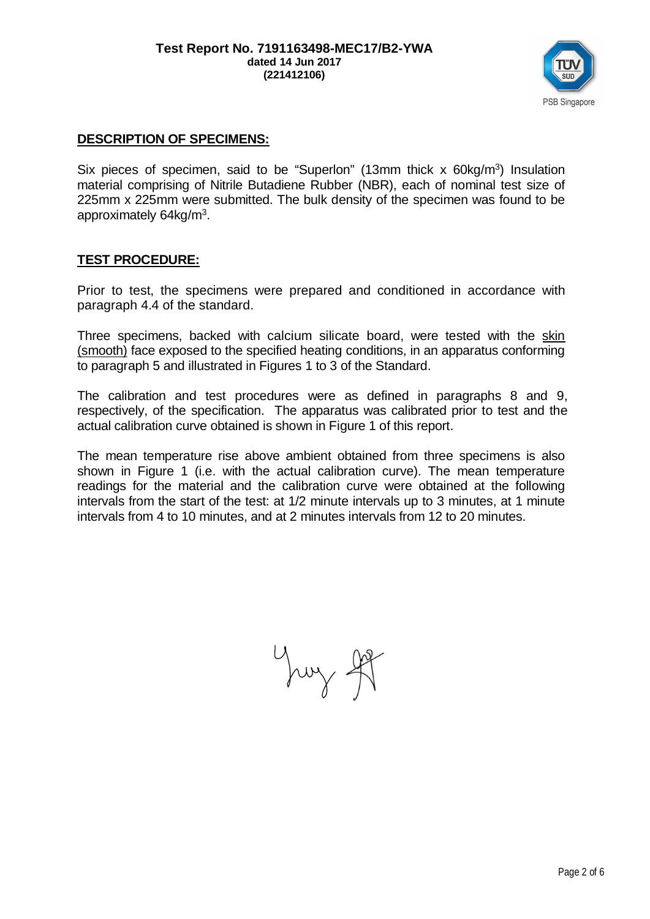## DESCRIPTION OF SPECIMENS:

Six pieces of specimen, said to be "Superlon" (13mm thick x 60kg/$m^3$) Insulation material comprising of Nitrile Butadiene Rubber (NBR), each of nominal test size of 225mm x 225mm were submitted. The bulk density of the specimen was found to be approximately 64kg/$m^3$.

## TEST PROCEDURE:

Prior to test, the specimens were prepared and conditioned in accordance with paragraph 4.4 of the standard.

Three specimens, backed with calcium silicate board, were tested with the skin (smooth) face exposed to the specified heating conditions, in an apparatus conforming to paragraph 5 and illustrated in Figures 1 to 3 of the Standard.

The calibration and test procedures were as defined in paragraphs 8 and 9, respectively, of the specification. The apparatus was calibrated prior to test and the actual calibration curve obtained is shown in Figure 1 of this report.

The mean temperature rise above ambient obtained from three specimens is also shown in Figure 1 (i.e. with the actual calibration curve). The mean temperature readings for the material and the calibration curve were obtained at the following intervals from the start of the test: at 1/2 minute intervals up to 3 minutes, at 1 minute intervals from 4 to 10 minutes, and at 2 minutes intervals from 12 to 20 minutes.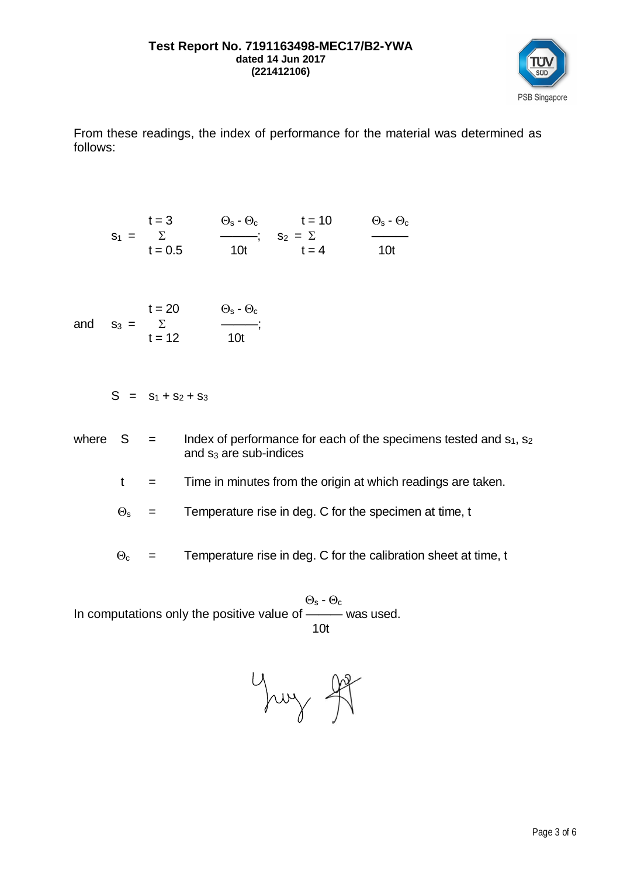From these readings, the index of performance for the material was determined as follows:

$$s_1 = \sum_{t=0.5}^{t=3} \frac{\Theta_s - \Theta_c}{10t}; \quad s_2 = \sum_{t=4}^{t=10} \frac{\Theta_s - \Theta_c}{10t}$$

and $$s_3 = \sum_{t=12}^{t=20} \frac{\Theta_s - \Theta_c}{10t};$$

$$S = s_1 + s_2 + s_3$$

where $S$ = Index of performance for each of the specimens tested and $s_1$, $s_2$ and $s_3$ are sub-indices

$t$ = Time in minutes from the origin at which readings are taken.

$\Theta_s$ = Temperature rise in deg. C for the specimen at time, t

$\Theta_c$ = Temperature rise in deg. C for the calibration sheet at time, t

In computations only the positive value of $\frac{\Theta_s - \Theta_c}{10t}$ was used.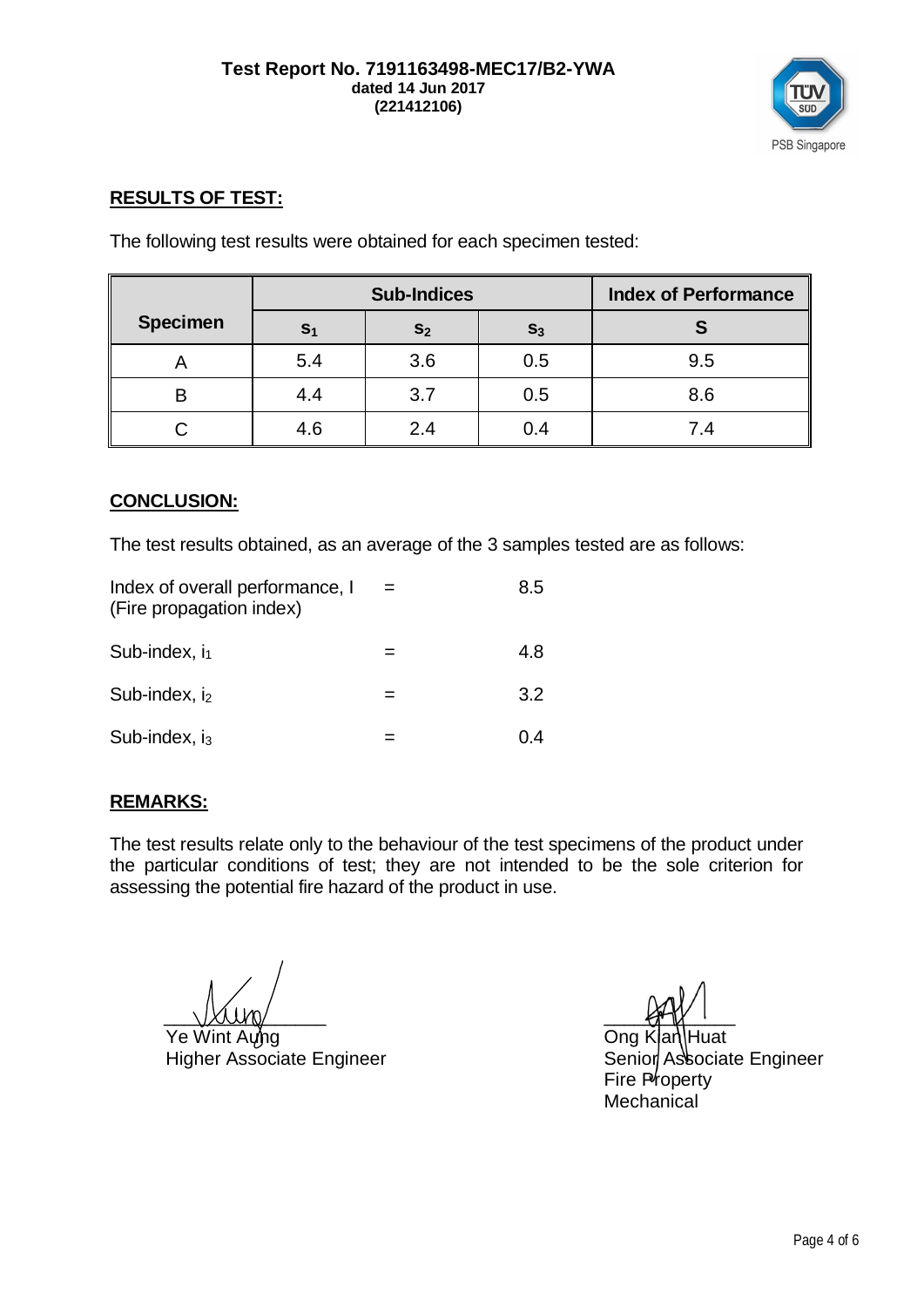**Test Report No. 7191163498-MEC17/B2-YWA**
**dated 14 Jun 2017**
**(221412106)**

## RESULTS OF TEST:

The following test results were obtained for each specimen tested:

| Specimen | Sub-Indices | | | Index of Performance |
|---|---|---|---|---|
| | $s_1$ | $s_2$ | $s_3$ | S |
| A | 5.4 | 3.6 | 0.5 | 9.5 |
| B | 4.4 | 3.7 | 0.5 | 8.6 |
| C | 4.6 | 2.4 | 0.4 | 7.4 |

## CONCLUSION:

The test results obtained, as an average of the 3 samples tested are as follows:

Index of overall performance, I (Fire propagation index) = 8.5

Sub-index, $i_1$ = 4.8

Sub-index, $i_2$ = 3.2

Sub-index, $i_3$ = 0.4

## REMARKS:

The test results relate only to the behaviour of the test specimens of the product under the particular conditions of test; they are not intended to be the sole criterion for assessing the potential fire hazard of the product in use.

Ye Wint Aung
Higher Associate Engineer

Ong Kian Huat
Senior Associate Engineer
Fire Property
Mechanical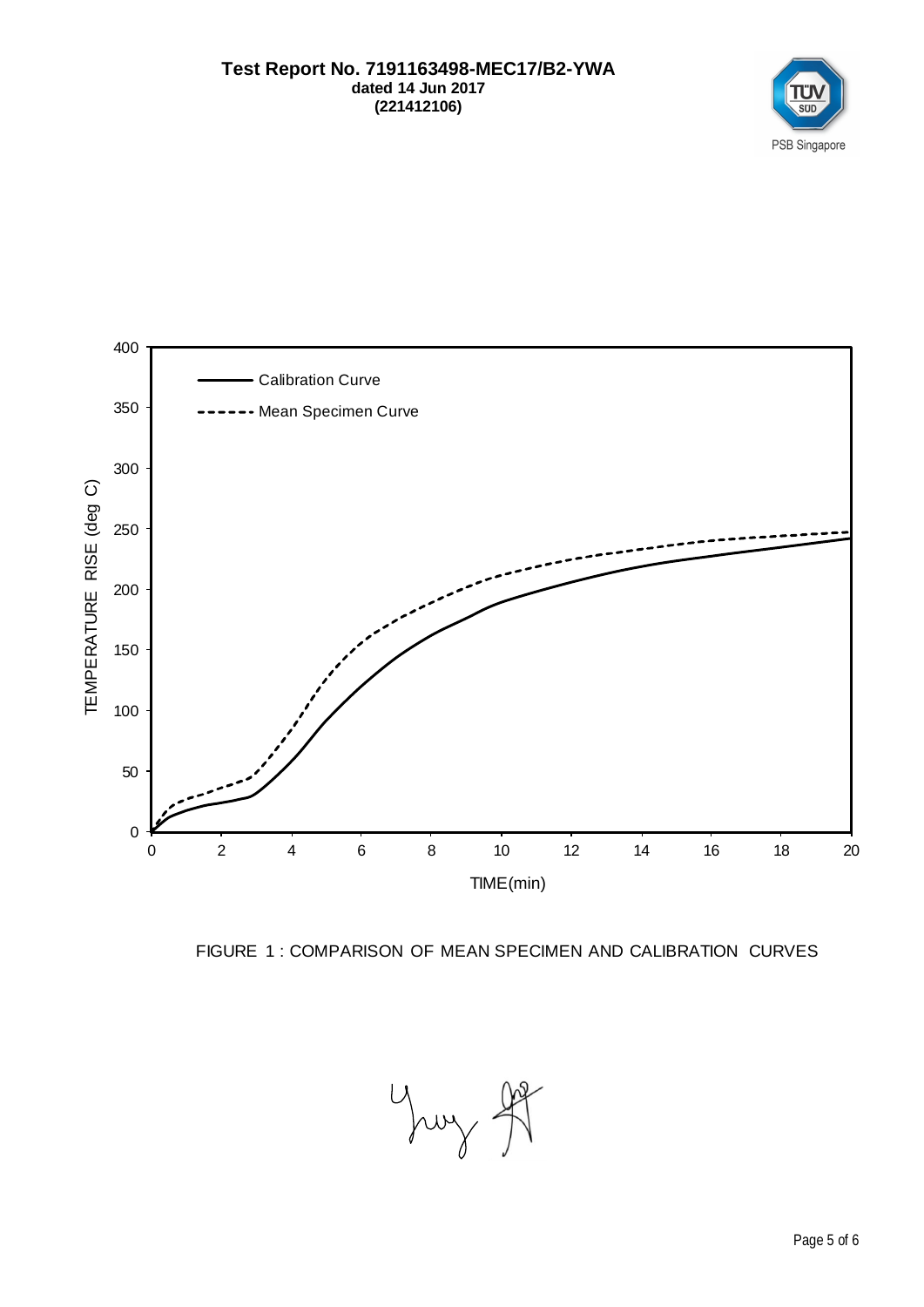**Test Report No. 7191163498-MEC17/B2-YWA**
**dated 14 Jun 2017**
**(221412106)**

PSB Singapore

TEMPERATURE RISE (deg C)

400
350
300
250
200
150
100
50
0

0 2 4 6 8 10 12 14 16 18 20

TIME(min)

Calibration Curve
Mean Specimen Curve

FIGURE 1 : COMPARISON OF MEAN SPECIMEN AND CALIBRATION CURVES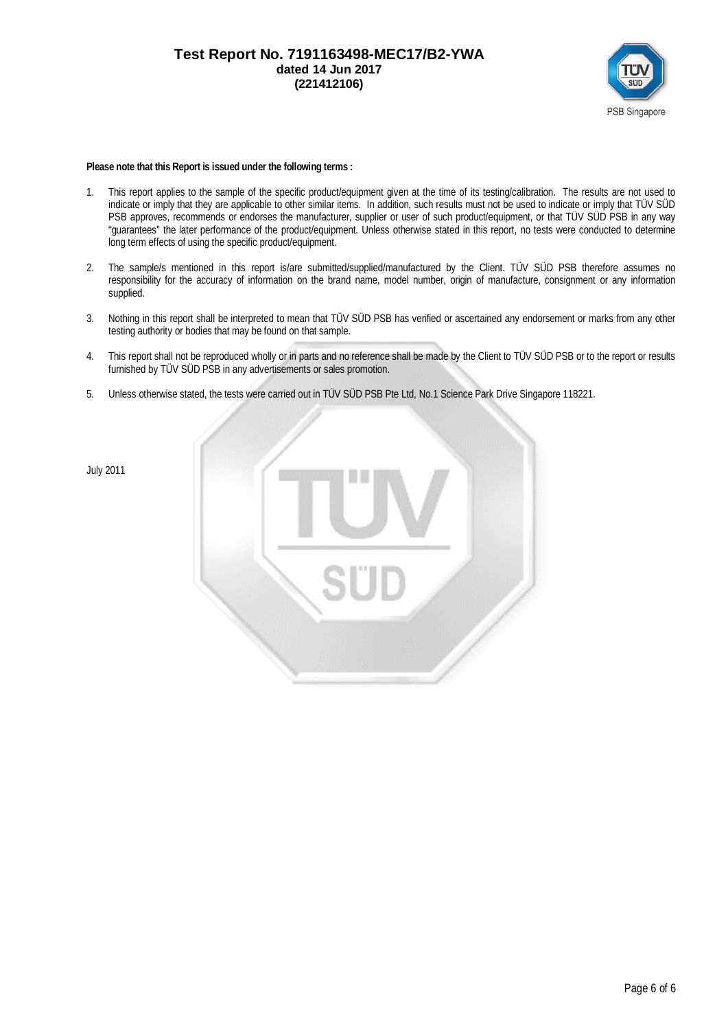**Please note that this Report is issued under the following terms :**

1. This report applies to the sample of the specific product/equipment given at the time of its testing/calibration. The results are not used to indicate or imply that they are applicable to other similar items. In addition, such results must not be used to indicate or imply that TÜV SÜD PSB approves, recommends or endorses the manufacturer, supplier or user of such product/equipment, or that TÜV SÜD PSB in any way "guarantees" the later performance of the product/equipment. Unless otherwise stated in this report, no tests were conducted to determine long term effects of using the specific product/equipment.

2. The sample/s mentioned in this report is/are submitted/supplied/manufactured by the Client. TÜV SÜD PSB therefore assumes no responsibility for the accuracy of information on the brand name, model number, origin of manufacture, consignment or any information supplied.

3. Nothing in this report shall be interpreted to mean that TÜV SÜD PSB has verified or ascertained any endorsement or marks from any other testing authority or bodies that may be found on that sample.

4. This report shall not be reproduced wholly or in parts and no reference shall be made by the Client to TÜV SÜD PSB or to the report or results furnished by TÜV SÜD PSB in any advertisements or sales promotion.

5. Unless otherwise stated, the tests were carried out in TÜV SÜD PSB Pte Ltd, No.1 Science Park Drive Singapore 118221.

July 2011